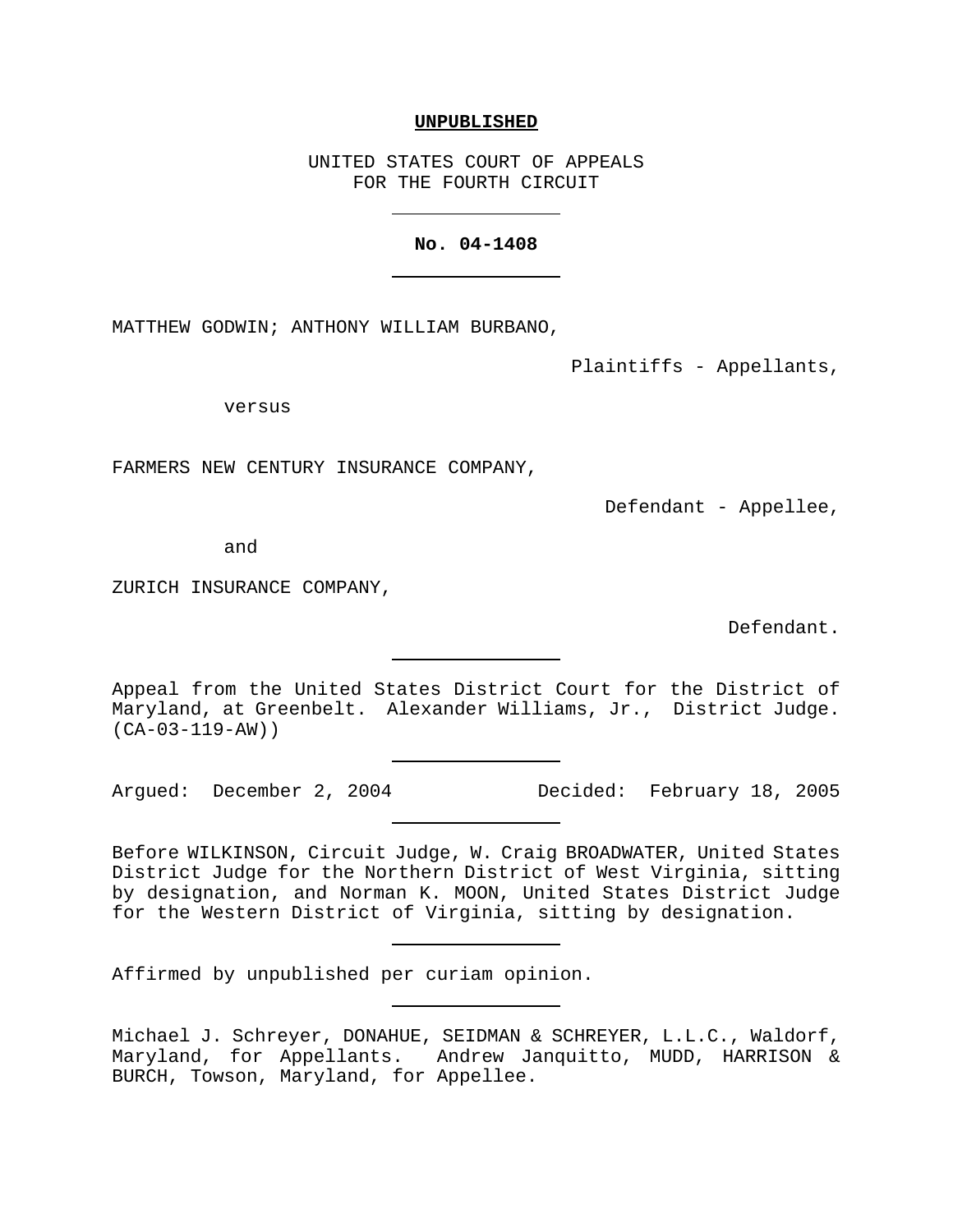**UNPUBLISHED**

UNITED STATES COURT OF APPEALS
FOR THE FOURTH CIRCUIT

---

**No. 04-1408**

---

MATTHEW GODWIN; ANTHONY WILLIAM BURBANO,

Plaintiffs - Appellants,

versus

FARMERS NEW CENTURY INSURANCE COMPANY,

Defendant - Appellee,

and

ZURICH INSURANCE COMPANY,

Defendant.

---

Appeal from the United States District Court for the District of Maryland, at Greenbelt. Alexander Williams, Jr., District Judge. (CA-03-119-AW))

---

Argued: December 2, 2004 Decided: February 18, 2005

---

Before WILKINSON, Circuit Judge, W. Craig BROADWATER, United States District Judge for the Northern District of West Virginia, sitting by designation, and Norman K. MOON, United States District Judge for the Western District of Virginia, sitting by designation.

---

Affirmed by unpublished per curiam opinion.

---

Michael J. Schreyer, DONAHUE, SEIDMAN & SCHREYER, L.L.C., Waldorf, Maryland, for Appellants. Andrew Janquitto, MUDD, HARRISON & BURCH, Towson, Maryland, for Appellee.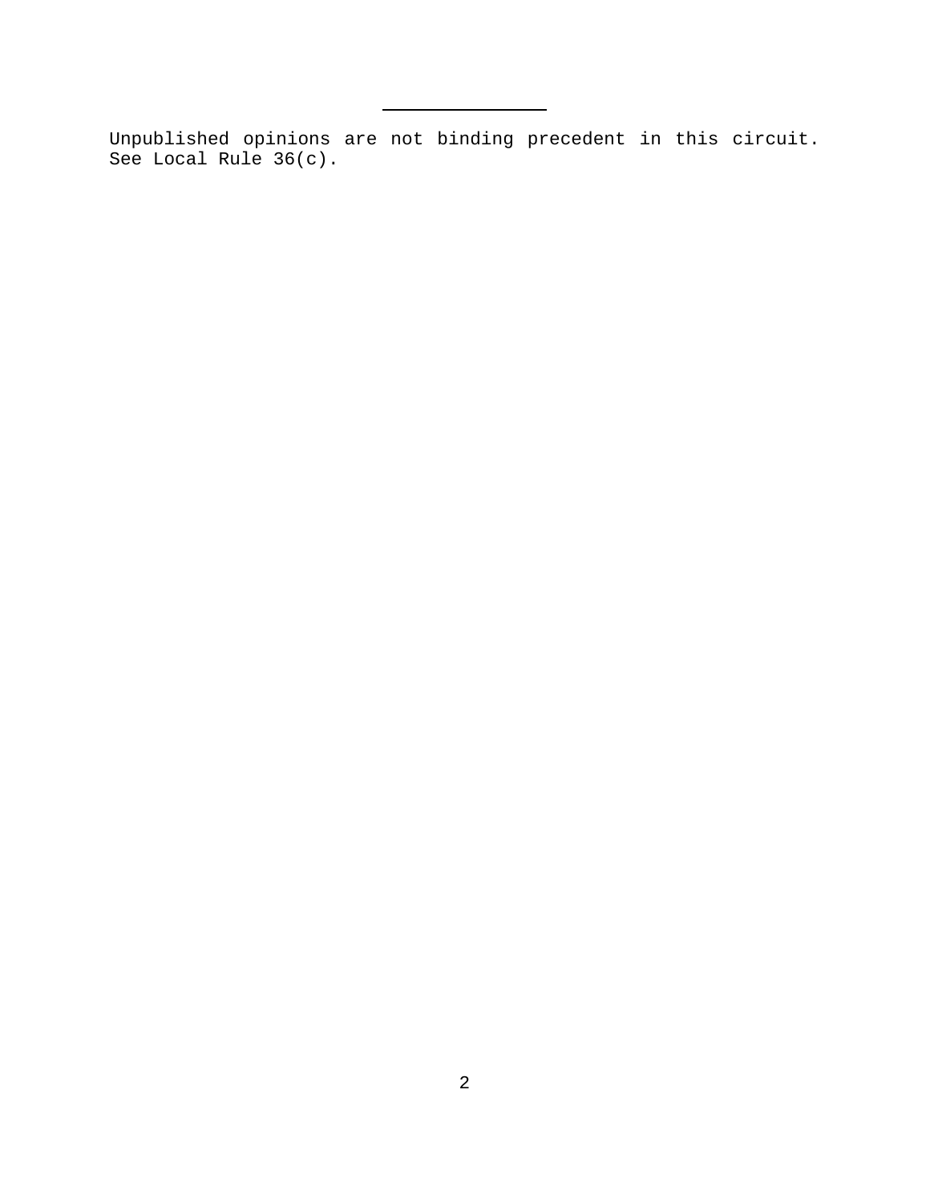---

Unpublished opinions are not binding precedent in this circuit. See Local Rule 36(c).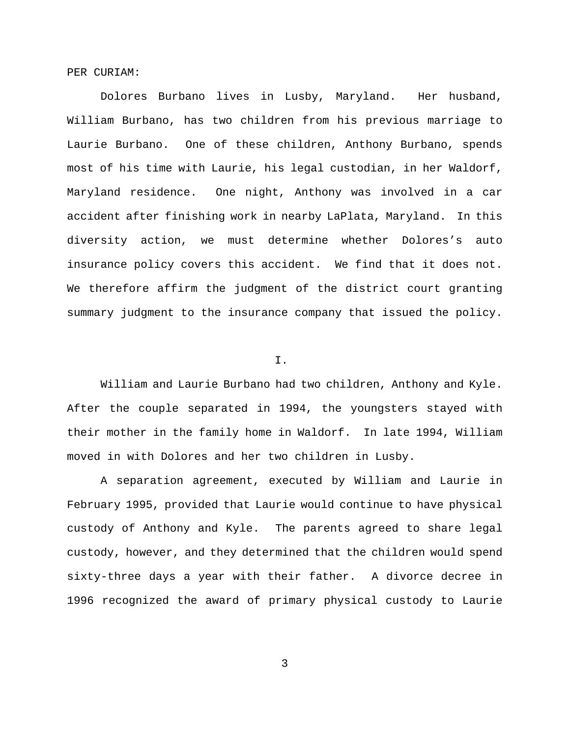PER CURIAM:

Dolores Burbano lives in Lusby, Maryland. Her husband, William Burbano, has two children from his previous marriage to Laurie Burbano. One of these children, Anthony Burbano, spends most of his time with Laurie, his legal custodian, in her Waldorf, Maryland residence. One night, Anthony was involved in a car accident after finishing work in nearby LaPlata, Maryland. In this diversity action, we must determine whether Dolores's auto insurance policy covers this accident. We find that it does not. We therefore affirm the judgment of the district court granting summary judgment to the insurance company that issued the policy.

I.

William and Laurie Burbano had two children, Anthony and Kyle. After the couple separated in 1994, the youngsters stayed with their mother in the family home in Waldorf. In late 1994, William moved in with Dolores and her two children in Lusby.

A separation agreement, executed by William and Laurie in February 1995, provided that Laurie would continue to have physical custody of Anthony and Kyle. The parents agreed to share legal custody, however, and they determined that the children would spend sixty-three days a year with their father. A divorce decree in 1996 recognized the award of primary physical custody to Laurie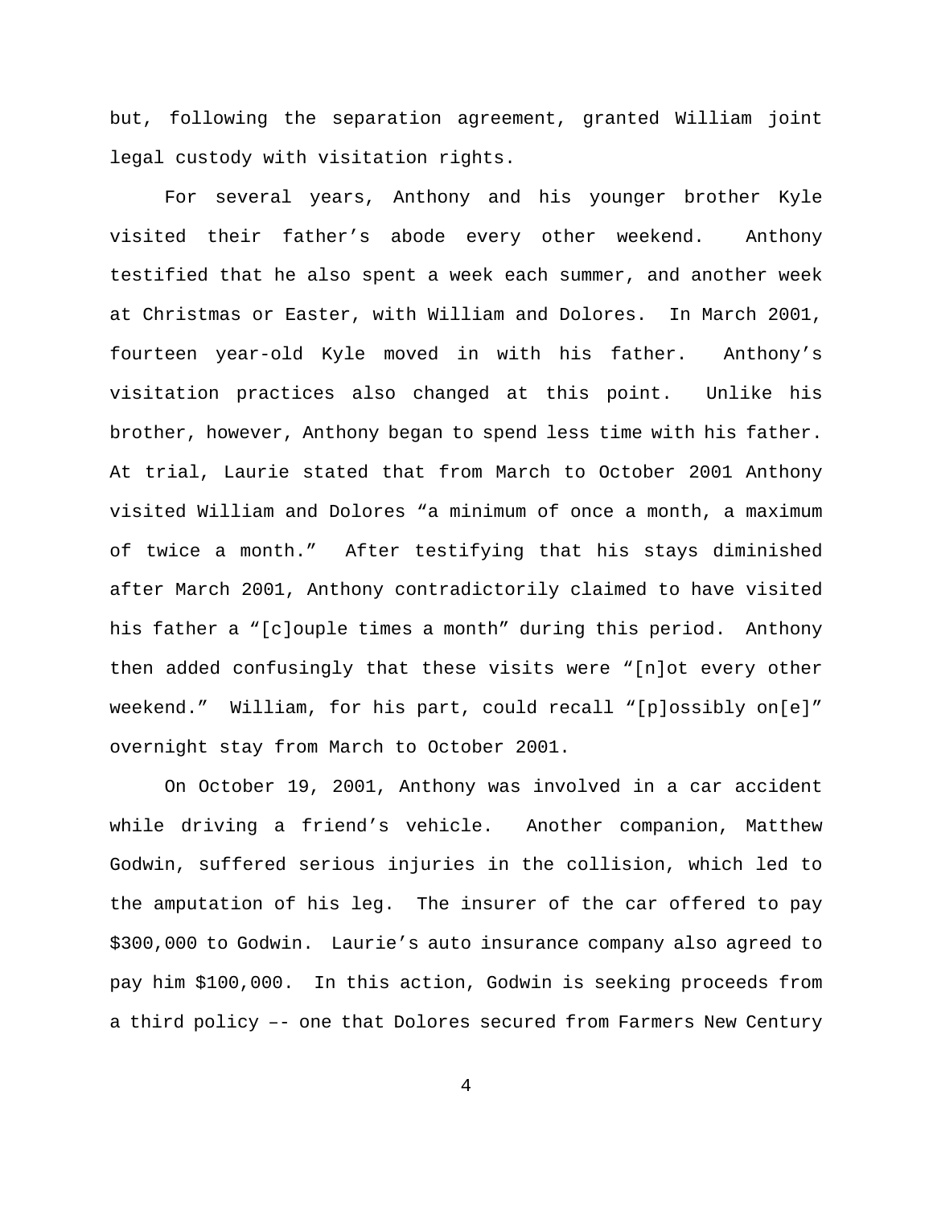but, following the separation agreement, granted William joint legal custody with visitation rights.

For several years, Anthony and his younger brother Kyle visited their father's abode every other weekend. Anthony testified that he also spent a week each summer, and another week at Christmas or Easter, with William and Dolores. In March 2001, fourteen year-old Kyle moved in with his father. Anthony's visitation practices also changed at this point. Unlike his brother, however, Anthony began to spend less time with his father. At trial, Laurie stated that from March to October 2001 Anthony visited William and Dolores "a minimum of once a month, a maximum of twice a month." After testifying that his stays diminished after March 2001, Anthony contradictorily claimed to have visited his father a "[c]ouple times a month" during this period. Anthony then added confusingly that these visits were "[n]ot every other weekend." William, for his part, could recall "[p]ossibly on[e]" overnight stay from March to October 2001.

On October 19, 2001, Anthony was involved in a car accident while driving a friend's vehicle. Another companion, Matthew Godwin, suffered serious injuries in the collision, which led to the amputation of his leg. The insurer of the car offered to pay $300,000 to Godwin. Laurie's auto insurance company also agreed to pay him $100,000. In this action, Godwin is seeking proceeds from a third policy –- one that Dolores secured from Farmers New Century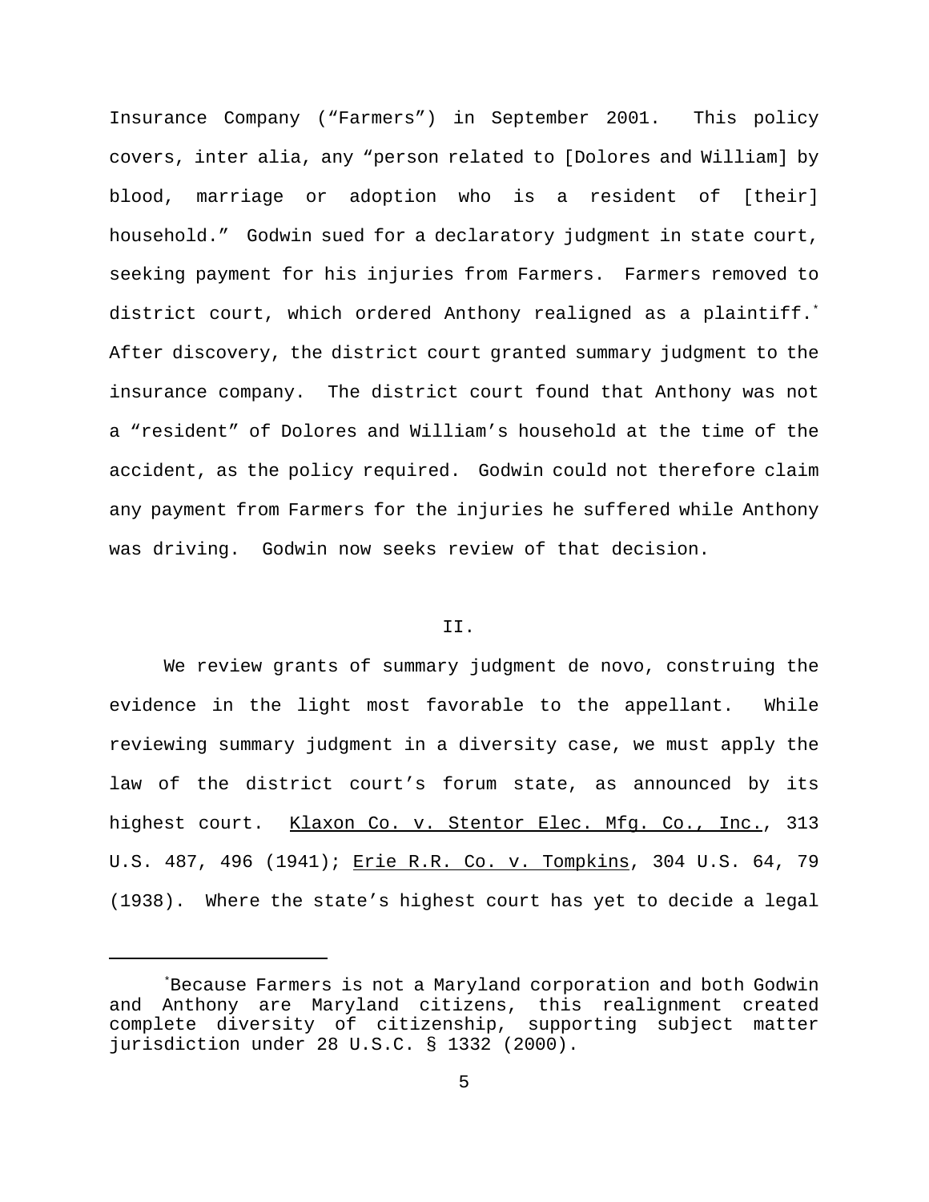Insurance Company ("Farmers") in September 2001. This policy covers, inter alia, any "person related to [Dolores and William] by blood, marriage or adoption who is a resident of [their] household." Godwin sued for a declaratory judgment in state court, seeking payment for his injuries from Farmers. Farmers removed to district court, which ordered Anthony realigned as a plaintiff.[*] After discovery, the district court granted summary judgment to the insurance company. The district court found that Anthony was not a "resident" of Dolores and William's household at the time of the accident, as the policy required. Godwin could not therefore claim any payment from Farmers for the injuries he suffered while Anthony was driving. Godwin now seeks review of that decision.

## II.

We review grants of summary judgment de novo, construing the evidence in the light most favorable to the appellant. While reviewing summary judgment in a diversity case, we must apply the law of the district court's forum state, as announced by its highest court. Klaxon Co. v. Stentor Elec. Mfg. Co., Inc., 313 U.S. 487, 496 (1941); Erie R.R. Co. v. Tompkins, 304 U.S. 64, 79 (1938). Where the state's highest court has yet to decide a legal

---

[*] Because Farmers is not a Maryland corporation and both Godwin and Anthony are Maryland citizens, this realignment created complete diversity of citizenship, supporting subject matter jurisdiction under 28 U.S.C. § 1332 (2000).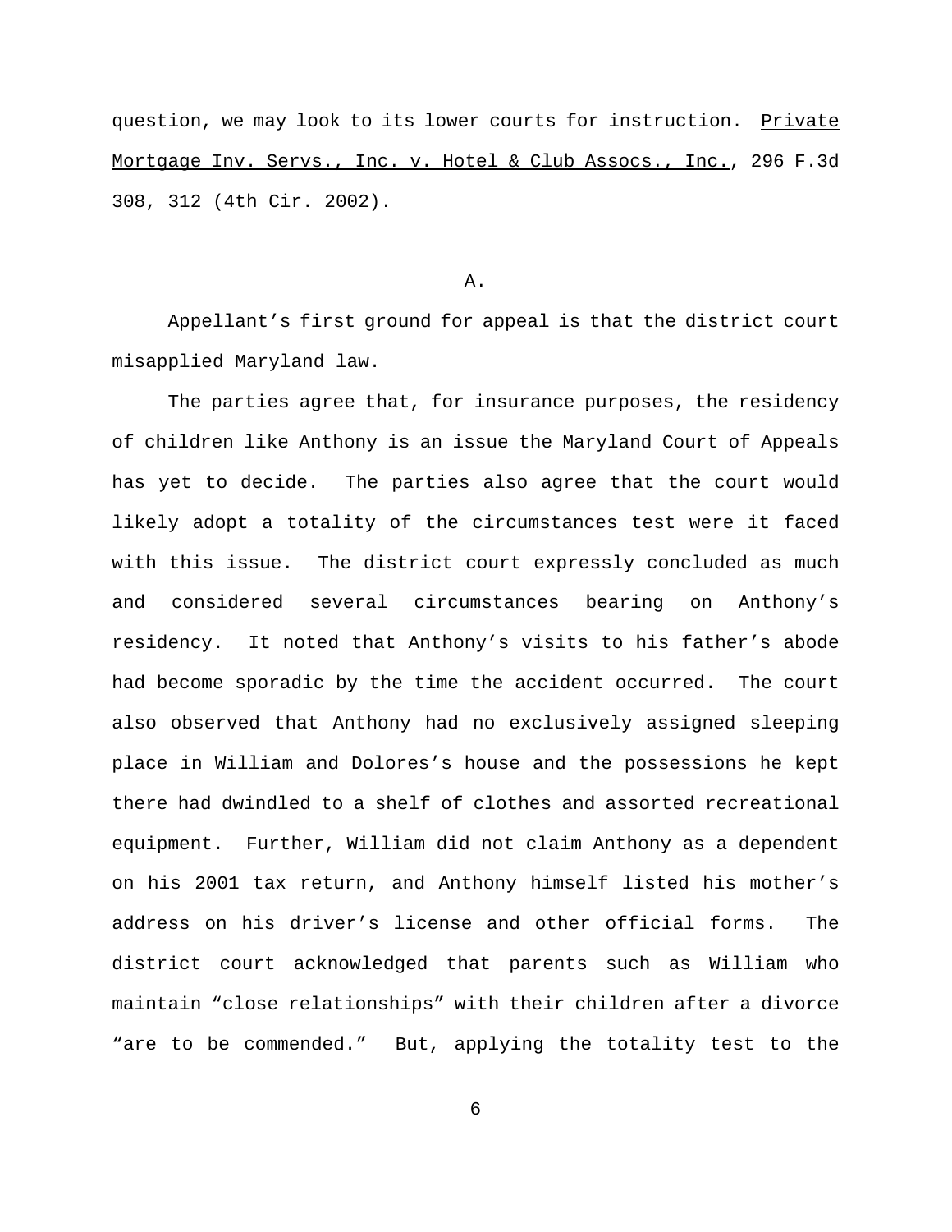question, we may look to its lower courts for instruction. Private Mortgage Inv. Servs., Inc. v. Hotel & Club Assocs., Inc., 296 F.3d 308, 312 (4th Cir. 2002).

A.

Appellant's first ground for appeal is that the district court misapplied Maryland law.

The parties agree that, for insurance purposes, the residency of children like Anthony is an issue the Maryland Court of Appeals has yet to decide. The parties also agree that the court would likely adopt a totality of the circumstances test were it faced with this issue. The district court expressly concluded as much and considered several circumstances bearing on Anthony's residency. It noted that Anthony's visits to his father's abode had become sporadic by the time the accident occurred. The court also observed that Anthony had no exclusively assigned sleeping place in William and Dolores's house and the possessions he kept there had dwindled to a shelf of clothes and assorted recreational equipment. Further, William did not claim Anthony as a dependent on his 2001 tax return, and Anthony himself listed his mother's address on his driver's license and other official forms. The district court acknowledged that parents such as William who maintain "close relationships" with their children after a divorce "are to be commended." But, applying the totality test to the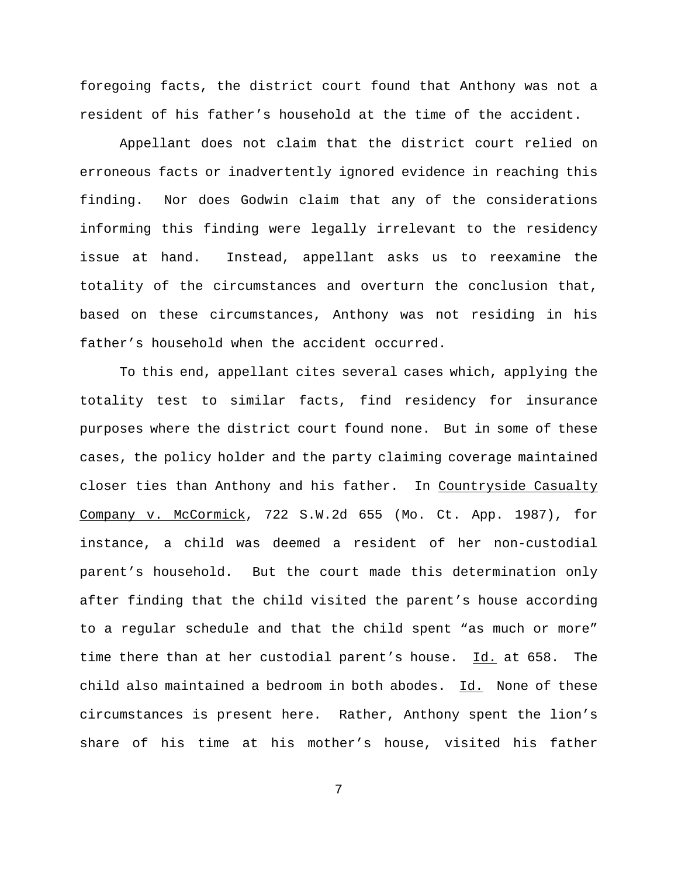foregoing facts, the district court found that Anthony was not a resident of his father's household at the time of the accident.

Appellant does not claim that the district court relied on erroneous facts or inadvertently ignored evidence in reaching this finding. Nor does Godwin claim that any of the considerations informing this finding were legally irrelevant to the residency issue at hand. Instead, appellant asks us to reexamine the totality of the circumstances and overturn the conclusion that, based on these circumstances, Anthony was not residing in his father's household when the accident occurred.

To this end, appellant cites several cases which, applying the totality test to similar facts, find residency for insurance purposes where the district court found none. But in some of these cases, the policy holder and the party claiming coverage maintained closer ties than Anthony and his father. In Countryside Casualty Company v. McCormick, 722 S.W.2d 655 (Mo. Ct. App. 1987), for instance, a child was deemed a resident of her non-custodial parent's household. But the court made this determination only after finding that the child visited the parent's house according to a regular schedule and that the child spent "as much or more" time there than at her custodial parent's house. Id. at 658. The child also maintained a bedroom in both abodes. Id. None of these circumstances is present here. Rather, Anthony spent the lion's share of his time at his mother's house, visited his father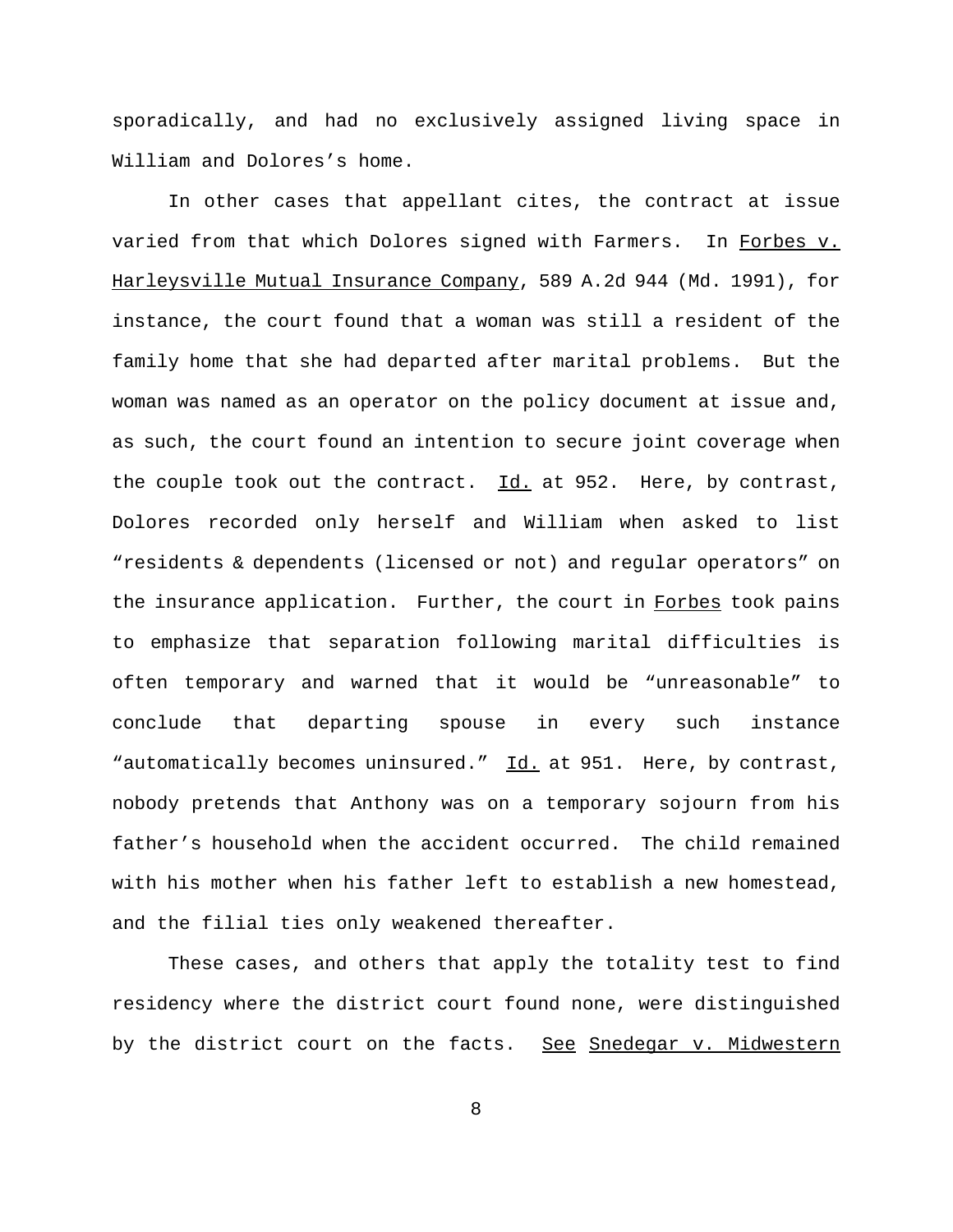sporadically, and had no exclusively assigned living space in William and Dolores's home.

In other cases that appellant cites, the contract at issue varied from that which Dolores signed with Farmers. In Forbes v. Harleysville Mutual Insurance Company, 589 A.2d 944 (Md. 1991), for instance, the court found that a woman was still a resident of the family home that she had departed after marital problems. But the woman was named as an operator on the policy document at issue and, as such, the court found an intention to secure joint coverage when the couple took out the contract. Id. at 952. Here, by contrast, Dolores recorded only herself and William when asked to list "residents & dependents (licensed or not) and regular operators" on the insurance application. Further, the court in Forbes took pains to emphasize that separation following marital difficulties is often temporary and warned that it would be "unreasonable" to conclude that departing spouse in every such instance "automatically becomes uninsured." Id. at 951. Here, by contrast, nobody pretends that Anthony was on a temporary sojourn from his father's household when the accident occurred. The child remained with his mother when his father left to establish a new homestead, and the filial ties only weakened thereafter.

These cases, and others that apply the totality test to find residency where the district court found none, were distinguished by the district court on the facts. See Snedegar v. Midwestern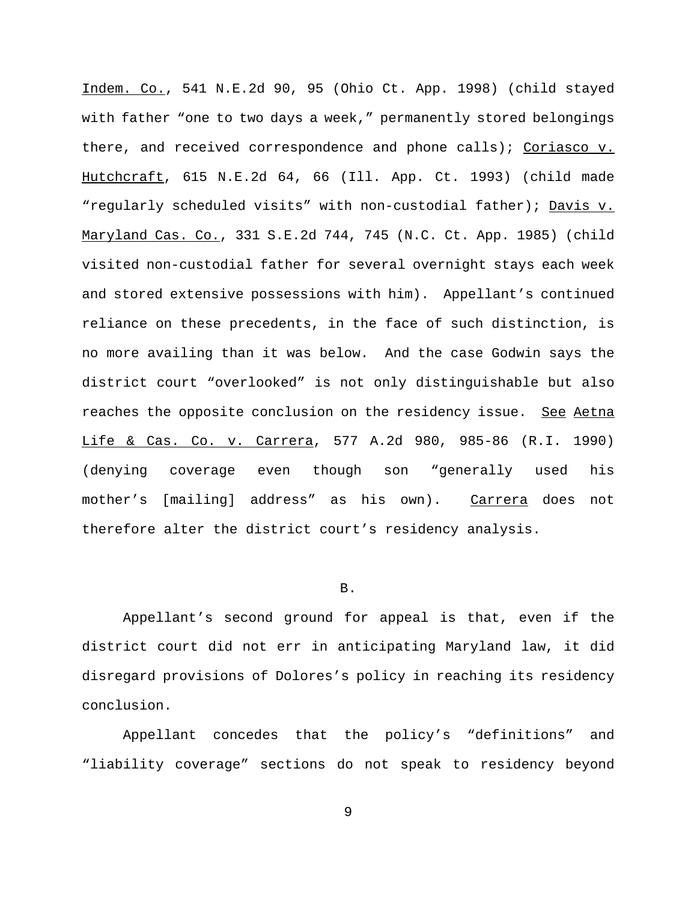Indem. Co., 541 N.E.2d 90, 95 (Ohio Ct. App. 1998) (child stayed with father "one to two days a week," permanently stored belongings there, and received correspondence and phone calls); Coriasco v. Hutchcraft, 615 N.E.2d 64, 66 (Ill. App. Ct. 1993) (child made "regularly scheduled visits" with non-custodial father); Davis v. Maryland Cas. Co., 331 S.E.2d 744, 745 (N.C. Ct. App. 1985) (child visited non-custodial father for several overnight stays each week and stored extensive possessions with him). Appellant's continued reliance on these precedents, in the face of such distinction, is no more availing than it was below. And the case Godwin says the district court "overlooked" is not only distinguishable but also reaches the opposite conclusion on the residency issue. See Aetna Life & Cas. Co. v. Carrera, 577 A.2d 980, 985-86 (R.I. 1990) (denying coverage even though son "generally used his mother's [mailing] address" as his own). Carrera does not therefore alter the district court's residency analysis.

B.

Appellant's second ground for appeal is that, even if the district court did not err in anticipating Maryland law, it did disregard provisions of Dolores's policy in reaching its residency conclusion.

Appellant concedes that the policy's "definitions" and "liability coverage" sections do not speak to residency beyond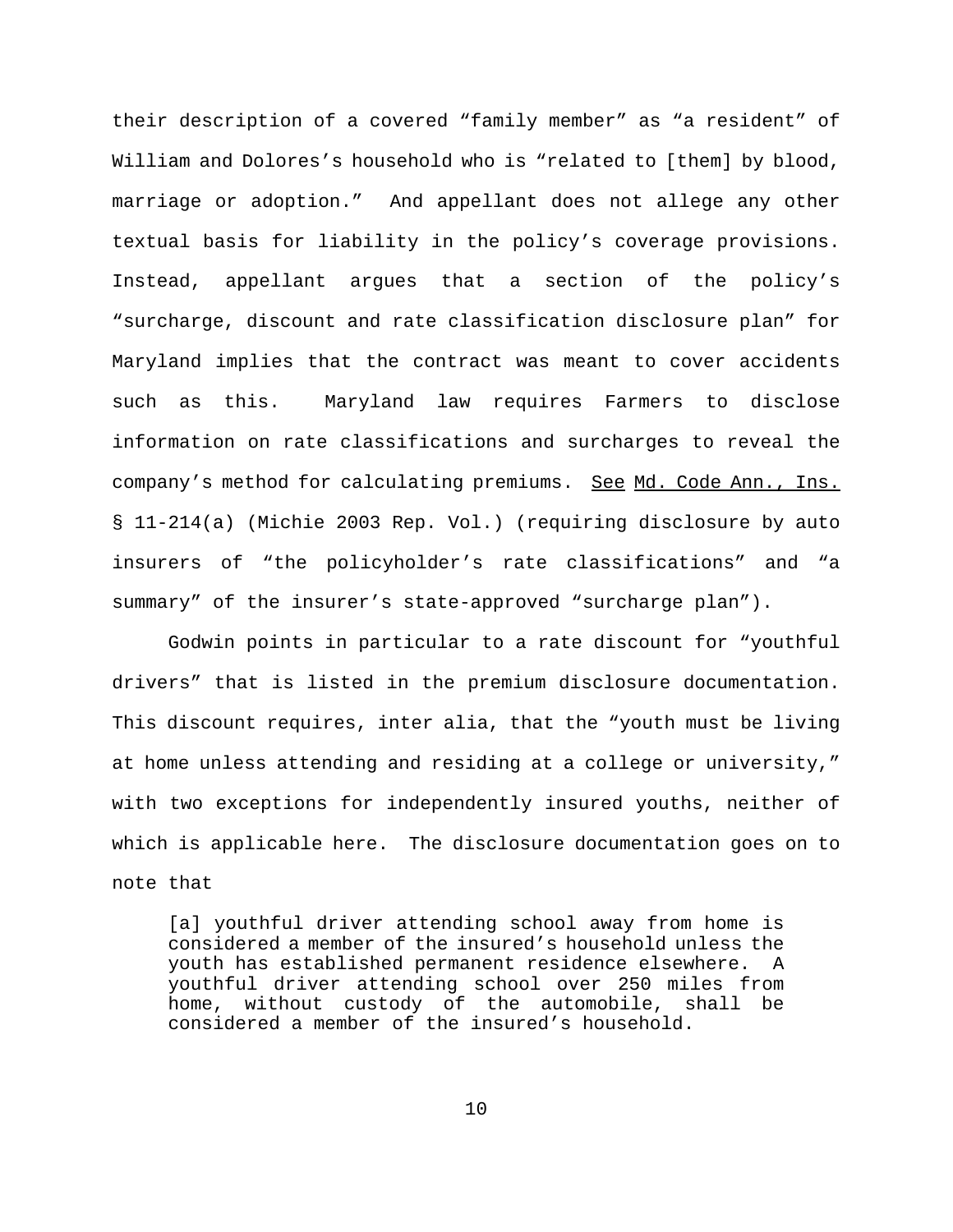their description of a covered “family member” as “a resident” of William and Dolores’s household who is “related to [them] by blood, marriage or adoption.” And appellant does not allege any other textual basis for liability in the policy’s coverage provisions. Instead, appellant argues that a section of the policy’s “surcharge, discount and rate classification disclosure plan” for Maryland implies that the contract was meant to cover accidents such as this. Maryland law requires Farmers to disclose information on rate classifications and surcharges to reveal the company’s method for calculating premiums. See Md. Code Ann., Ins. § 11-214(a) (Michie 2003 Rep. Vol.) (requiring disclosure by auto insurers of “the policyholder’s rate classifications” and “a summary” of the insurer’s state-approved “surcharge plan”).

Godwin points in particular to a rate discount for “youthful drivers” that is listed in the premium disclosure documentation. This discount requires, inter alia, that the “youth must be living at home unless attending and residing at a college or university,” with two exceptions for independently insured youths, neither of which is applicable here. The disclosure documentation goes on to note that

> [a] youthful driver attending school away from home is considered a member of the insured’s household unless the youth has established permanent residence elsewhere. A youthful driver attending school over 250 miles from home, without custody of the automobile, shall be considered a member of the insured’s household.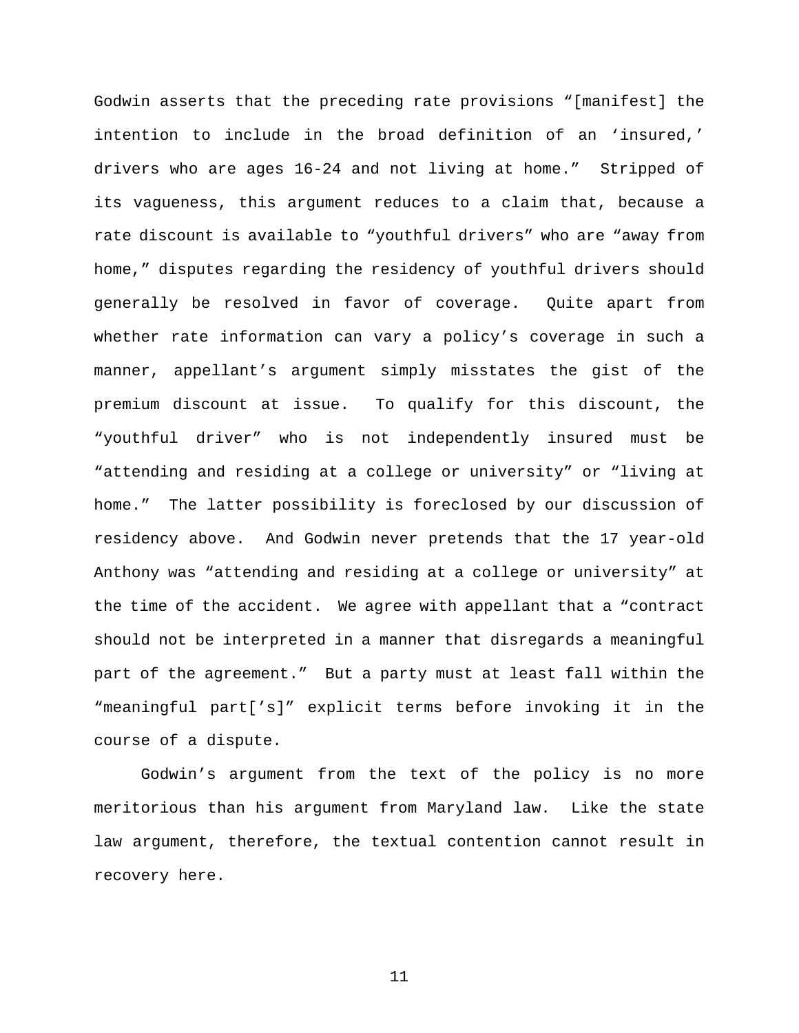Godwin asserts that the preceding rate provisions "[manifest] the intention to include in the broad definition of an 'insured,' drivers who are ages 16-24 and not living at home." Stripped of its vagueness, this argument reduces to a claim that, because a rate discount is available to "youthful drivers" who are "away from home," disputes regarding the residency of youthful drivers should generally be resolved in favor of coverage. Quite apart from whether rate information can vary a policy's coverage in such a manner, appellant's argument simply misstates the gist of the premium discount at issue. To qualify for this discount, the "youthful driver" who is not independently insured must be "attending and residing at a college or university" or "living at home." The latter possibility is foreclosed by our discussion of residency above. And Godwin never pretends that the 17 year-old Anthony was "attending and residing at a college or university" at the time of the accident. We agree with appellant that a "contract should not be interpreted in a manner that disregards a meaningful part of the agreement." But a party must at least fall within the "meaningful part['s]" explicit terms before invoking it in the course of a dispute.

Godwin's argument from the text of the policy is no more meritorious than his argument from Maryland law. Like the state law argument, therefore, the textual contention cannot result in recovery here.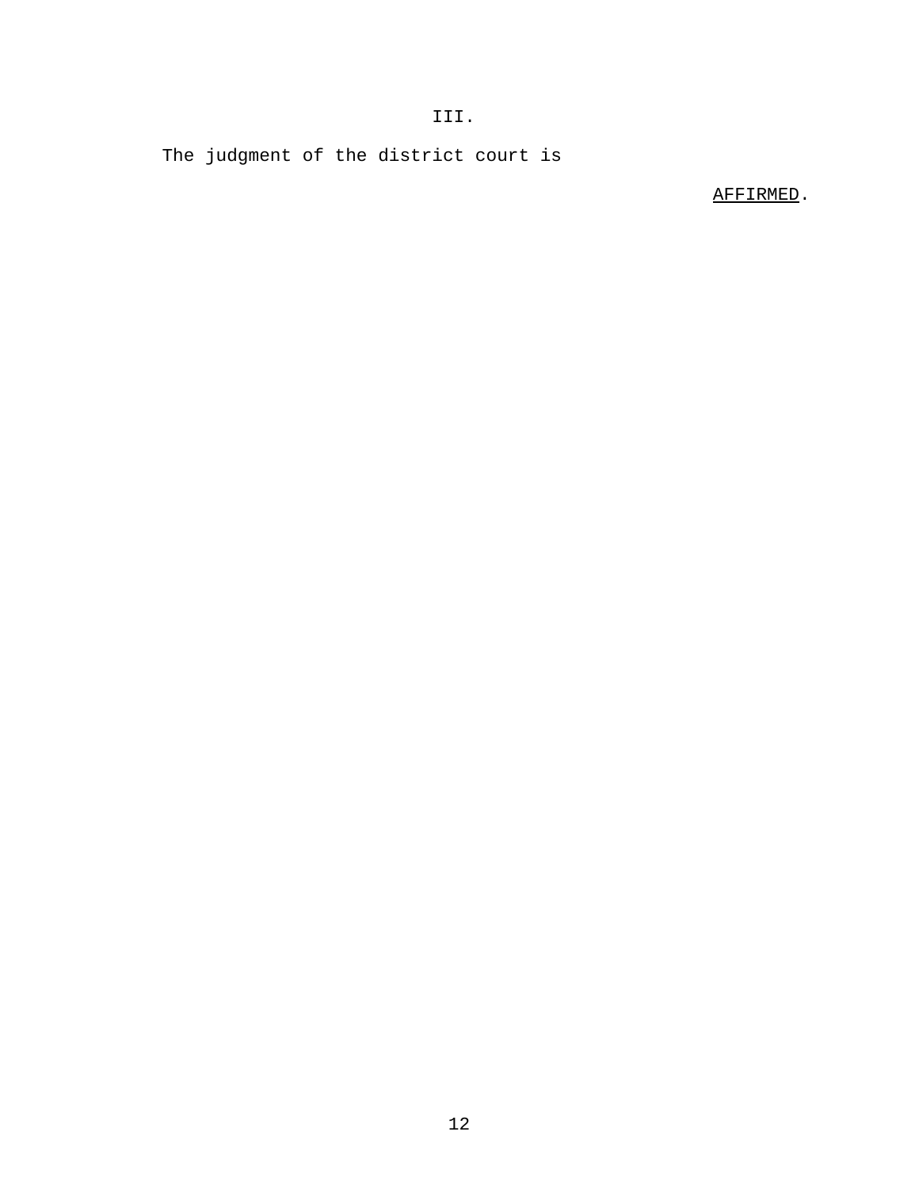## III.

The judgment of the district court is

AFFIRMED.